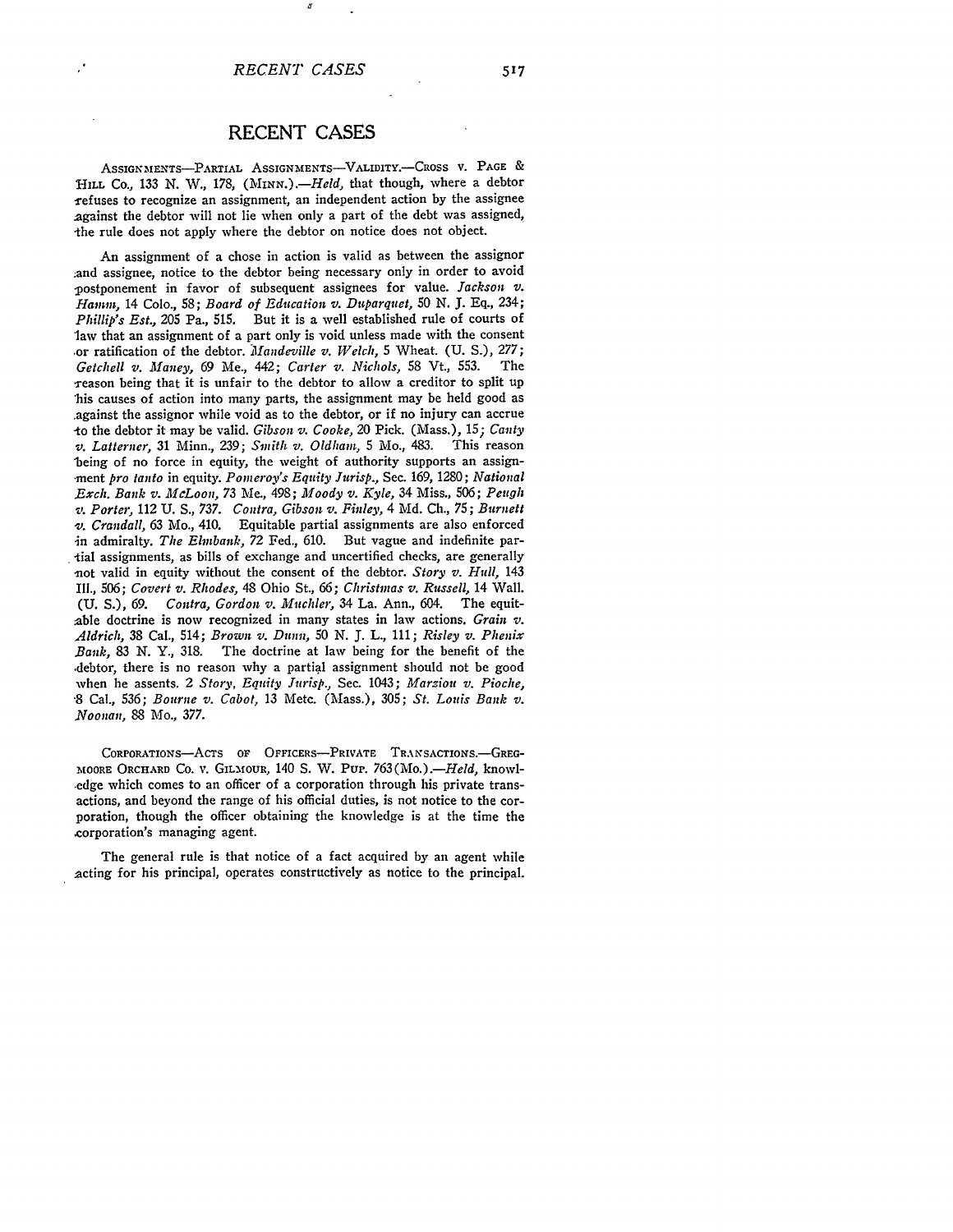# RECENT CASES

ASSIGNMENTS—PARTIAL ASSIGNMENTS—VALIDITY.—CROSS V. PAGE & HILL CO., 133 N. W., 178, (MINN.).—*Held*, that though, where a debtor refuses to recognize an assignment, an independent action by the assignee against the debtor will not lie when only a part of the debt was assigned, the rule does not apply where the debtor on notice does not object.

An assignment of a chose in action is valid as between the assignor and assignee, notice to the debtor being necessary only in order to avoid postponement in favor of subsequent assignees for value. *Jackson v. Hamm*, 14 Colo., 58; *Board of Education v. Duparquet*, 50 N. J. Eq., 234; *Phillip's Est.*, 205 Pa., 515. But it is a well established rule of courts of law that an assignment of a part only is void unless made with the consent or ratification of the debtor. *Mandeville v. Welch*, 5 Wheat. (U. S.), 277; *Getchell v. Maney*, 69 Me., 442; *Carter v. Nichols*, 58 Vt., 553. The reason being that it is unfair to the debtor to allow a creditor to split up his causes of action into many parts, the assignment may be held good as against the assignor while void as to the debtor, or if no injury can accrue to the debtor it may be valid. *Gibson v. Cooke*, 20 Pick. (Mass.), 15; *Canty v. Latterner*, 31 Minn., 239; *Smith v. Oldham*, 5 Mo., 483. This reason being of no force in equity, the weight of authority supports an assignment *pro tanto* in equity. *Pomeroy's Equity Jurisp.*, Sec. 169, 1280; *National Exch. Bank v. McLoon*, 73 Me., 498; *Moody v. Kyle*, 34 Miss., 506; *Peugh v. Porter*, 112 U. S., 737. *Contra*, *Gibson v. Finley*, 4 Md. Ch., 75; *Burnett v. Crandall*, 63 Mo., 410. Equitable partial assignments are also enforced in admiralty. *The Elmbank*, 72 Fed., 610. But vague and indefinite partial assignments, as bills of exchange and uncertified checks, are generally not valid in equity without the consent of the debtor. *Story v. Hull*, 143 Ill., 506; *Covert v. Rhodes*, 48 Ohio St., 66; *Christmas v. Russell*, 14 Wall. (U. S.), 69. *Contra*, *Gordon v. Muchler*, 34 La. Ann., 604. The equitable doctrine is now recognized in many states in law actions. *Grain v. Aldrich*, 38 Cal., 514; *Brown v. Dunn*, 50 N. J. L., 111; *Risley v. Phenix Bank*, 83 N. Y., 318. The doctrine at law being for the benefit of the debtor, there is no reason why a partial assignment should not be good when he assents. 2 *Story, Equity Jurisp.*, Sec. 1043; *Marziou v. Pioche*, 8 Cal., 536; *Bourne v. Cabot*, 13 Metc. (Mass.), 305; *St. Louis Bank v. Noonan*, 88 Mo., 377.

CORPORATIONS—ACTS OF OFFICERS—PRIVATE TRANSACTIONS.—GREGMOORE ORCHARD CO. V. GILMOUR, 140 S. W. PUP. 763(MO.).—*Held*, knowledge which comes to an officer of a corporation through his private transactions, and beyond the range of his official duties, is not notice to the corporation, though the officer obtaining the knowledge is at the time the corporation's managing agent.

The general rule is that notice of a fact acquired by an agent while acting for his principal, operates constructively as notice to the principal.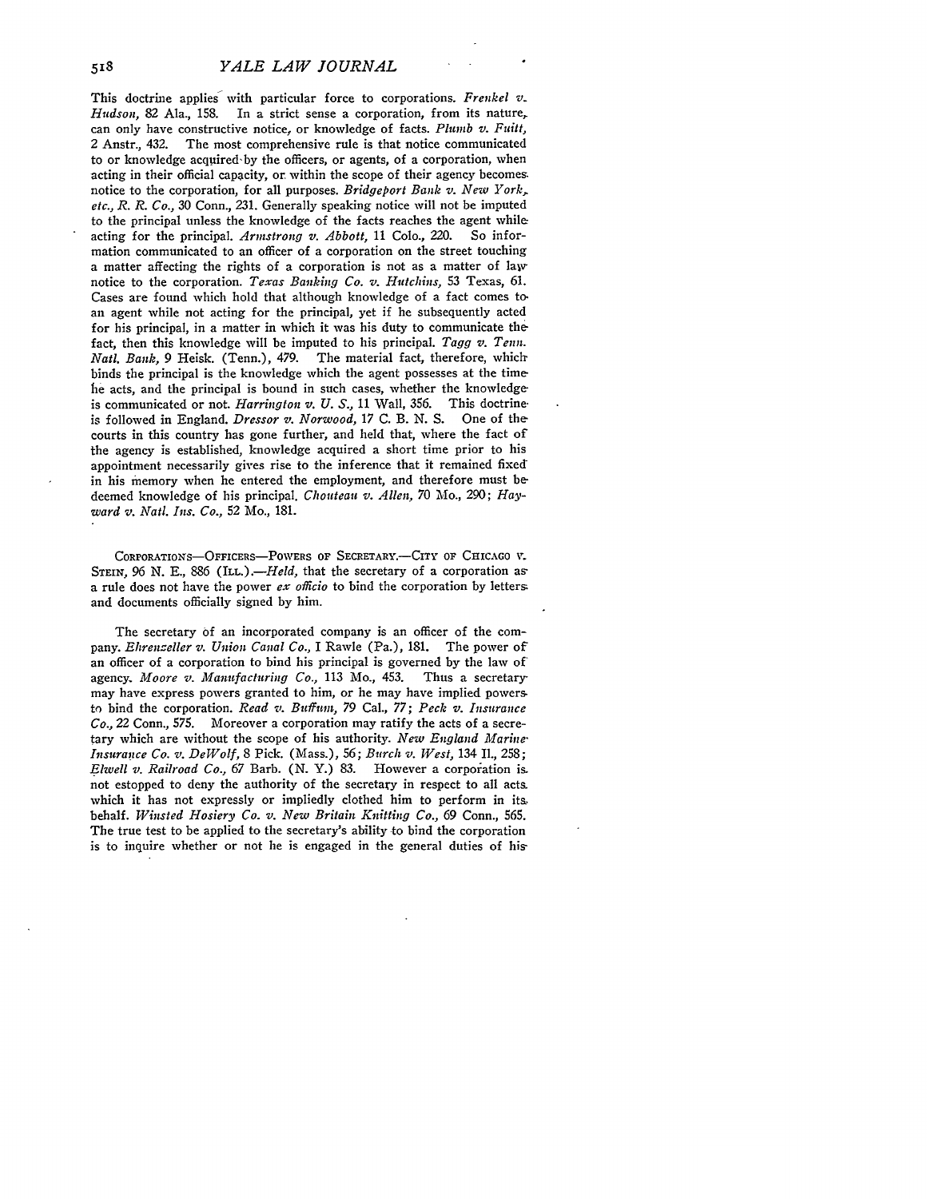This doctrine applies with particular force to corporations. *Frenkel v. Hudson*, 82 Ala., 158. In a strict sense a corporation, from its nature, can only have constructive notice, or knowledge of facts. *Plumb v. Fuitt*, 2 Anstr., 432. The most comprehensive rule is that notice communicated to or knowledge acquired by the officers, or agents, of a corporation, when acting in their official capacity, or within the scope of their agency becomes notice to the corporation, for all purposes. *Bridgeport Bank v. New York, etc., R. R. Co.*, 30 Conn., 231. Generally speaking notice will not be imputed to the principal unless the knowledge of the facts reaches the agent while acting for the principal. *Armstrong v. Abbott*, 11 Colo., 220. So information communicated to an officer of a corporation on the street touching a matter affecting the rights of a corporation is not as a matter of law notice to the corporation. *Texas Banking Co. v. Hutchins*, 53 Texas, 61. Cases are found which hold that although knowledge of a fact comes to an agent while not acting for the principal, yet if he subsequently acted for his principal, in a matter in which it was his duty to communicate the fact, then this knowledge will be imputed to his principal. *Tagg v. Tenn. Natl. Bank*, 9 Heisk. (Tenn.), 479. The material fact, therefore, which binds the principal is the knowledge which the agent possesses at the time he acts, and the principal is bound in such cases, whether the knowledge is communicated or not. *Harrington v. U. S.*, 11 Wall, 356. This doctrine is followed in England. *Dressor v. Norwood*, 17 C. B. N. S. One of the courts in this country has gone further, and held that, where the fact of the agency is established, knowledge acquired a short time prior to his appointment necessarily gives rise to the inference that it remained fixed in his memory when he entered the employment, and therefore must be deemed knowledge of his principal. *Chouteau v. Allen*, 70 Mo., 290; *Hayward v. Natl. Ins. Co.*, 52 Mo., 181.

CORPORATIONS—OFFICERS—POWERS OF SECRETARY.—CITY OF CHICAGO V. STEIN, 96 N. E., 886 (ILL.).—*Held*, that the secretary of a corporation as a rule does not have the power *ex officio* to bind the corporation by letters and documents officially signed by him.

The secretary of an incorporated company is an officer of the company. *Ehrenzeller v. Union Canal Co.*, 1 Rawle (Pa.), 181. The power of an officer of a corporation to bind his principal is governed by the law of agency. *Moore v. Manufacturing Co.*, 113 Mo., 453. Thus a secretary may have express powers granted to him, or he may have implied powers to bind the corporation. *Read v. Buffum*, 79 Cal., 77; *Peck v. Insurance Co.*, 22 Conn., 575. Moreover a corporation may ratify the acts of a secretary which are without the scope of his authority. *New England Marine Insurance Co. v. DeWolf*, 8 Pick. (Mass.), 56; *Burch v. West*, 134 Il., 258; *Elwell v. Railroad Co.*, 67 Barb. (N. Y.) 83. However a corporation is not estopped to deny the authority of the secretary in respect to all acts which it has not expressly or impliedly clothed him to perform in its behalf. *Winsted Hosiery Co. v. New Britain Knitting Co.*, 69 Conn., 565. The true test to be applied to the secretary's ability to bind the corporation is to inquire whether or not he is engaged in the general duties of his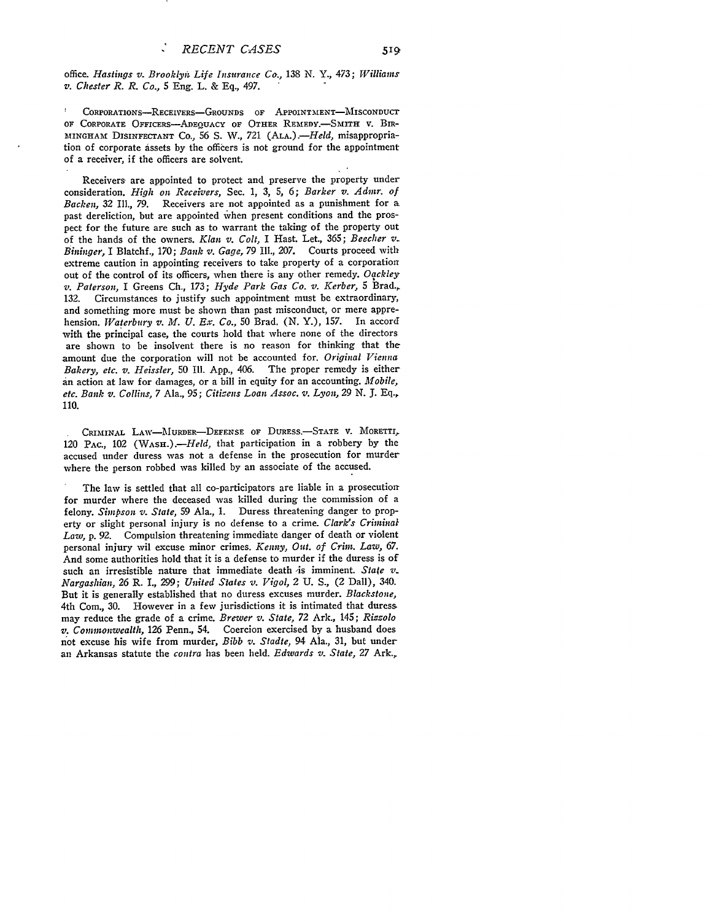office. *Hastings v. Brooklyn Life Insurance Co.*, 138 N. Y., 473; *Williams v. Chester R. R. Co.*, 5 Eng. L. & Eq., 497.

CORPORATIONS—RECEIVERS—GROUNDS OF APPOINTMENT—MISCONDUCT OF CORPORATE OFFICERS—ADEQUACY OF OTHER REMEDY.—SMITH V. BIRMINGHAM DISINFECTANT CO., 56 S. W., 721 (ALA.).—*Held*, misappropriation of corporate assets by the officers is not ground for the appointment of a receiver, if the officers are solvent.

Receivers are appointed to protect and preserve the property under consideration. *High on Receivers*, Sec. 1, 3, 5, 6; *Barker v. Admr. of Backen*, 32 Ill., 79. Receivers are not appointed as a punishment for a past dereliction, but are appointed when present conditions and the prospect for the future are such as to warrant the taking of the property out of the hands of the owners. *Klan v. Colt*, I Hast. Let., 365; *Beecher v. Bininger*, I Blatchf., 170; *Bank v. Gage*, 79 Ill., 207. Courts proceed with extreme caution in appointing receivers to take property of a corporation out of the control of its officers, when there is any other remedy. *Oackley v. Paterson*, I Greens Ch., 173; *Hyde Park Gas Co. v. Kerber*, 5 Brad., 132. Circumstances to justify such appointment must be extraordinary, and something more must be shown than past misconduct, or mere apprehension. *Waterbury v. M. U. Ex. Co.*, 50 Brad. (N. Y.), 157. In accord with the principal case, the courts hold that where none of the directors are shown to be insolvent there is no reason for thinking that the amount due the corporation will not be accounted for. *Original Vienna Bakery, etc. v. Heissler*, 50 Ill. App., 406. The proper remedy is either an action at law for damages, or a bill in equity for an accounting. *Mobile, etc. Bank v. Collins*, 7 Ala., 95; *Citizens Loan Assoc. v. Lyon*, 29 N. J. Eq., 110.

CRIMINAL LAW—MURDER—DEFENSE OF DURESS.—STATE V. MORETTI, 120 PAC., 102 (WASH.).—*Held*, that participation in a robbery by the accused under duress was not a defense in the prosecution for murder where the person robbed was killed by an associate of the accused.

The law is settled that all co-participators are liable in a prosecution for murder where the deceased was killed during the commission of a felony. *Simpson v. State*, 59 Ala., 1. Duress threatening danger to property or slight personal injury is no defense to a crime. *Clark's Criminal Law*, p. 92. Compulsion threatening immediate danger of death or violent personal injury wil excuse minor crimes. *Kenny, Out. of Crim. Law*, 67. And some authorities hold that it is a defense to murder if the duress is of such an irresistible nature that immediate death is imminent. *State v. Nargashian*, 26 R. I., 299; *United States v. Vigol*, 2 U. S., (2 Dall), 340. But it is generally established that no duress excuses murder. *Blackstone*, 4th Com., 30. However in a few jurisdictions it is intimated that duress may reduce the grade of a crime. *Brewer v. State*, 72 Ark., 145; *Rizzolo v. Commonwealth*, 126 Penn., 54. Coercion exercised by a husband does not excuse his wife from murder, *Bibb v. Stadte*, 94 Ala., 31, but under an Arkansas statute the *contra* has been held. *Edwards v. State*, 27 Ark.,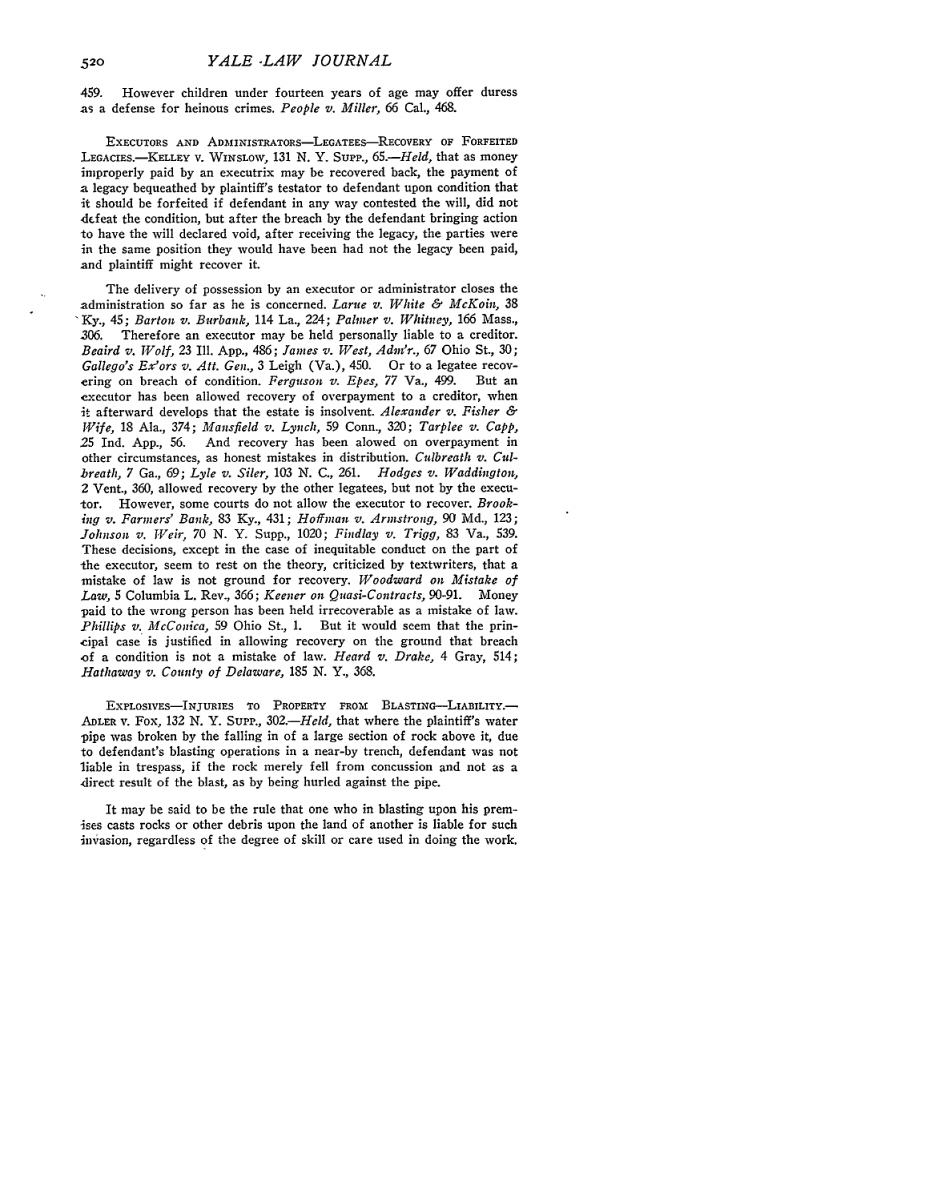459. However children under fourteen years of age may offer duress as a defense for heinous crimes. *People v. Miller*, 66 Cal., 468.

EXECUTORS AND ADMINISTRATORS—LEGATEES—RECOVERY OF FORFEITED LEGACIES.—KELLEY V. WINSLOW, 131 N. Y. SUPP., 65.—*Held*, that as money improperly paid by an executrix may be recovered back, the payment of a legacy bequeathed by plaintiff's testator to defendant upon condition that it should be forfeited if defendant in any way contested the will, did not defeat the condition, but after the breach by the defendant bringing action to have the will declared void, after receiving the legacy, the parties were in the same position they would have been had not the legacy been paid, and plaintiff might recover it.

The delivery of possession by an executor or administrator closes the administration so far as he is concerned. *Larue v. White & McKoin*, 38 Ky., 45; *Barton v. Burbank*, 114 La., 224; *Palmer v. Whitney*, 166 Mass., 306. Therefore an executor may be held personally liable to a creditor. *Beaird v. Wolf*, 23 Ill. App., 486; *James v. West, Adm'r.*, 67 Ohio St., 30; *Gallego's Ex'ors v. Att. Gen.*, 3 Leigh (Va.), 450. Or to a legatee recovering on breach of condition. *Ferguson v. Epes*, 77 Va., 499. But an executor has been allowed recovery of overpayment to a creditor, when it afterward develops that the estate is insolvent. *Alexander v. Fisher & Wife*, 18 Ala., 374; *Mansfield v. Lynch*, 59 Conn., 320; *Tarplee v. Capp*, 25 Ind. App., 56. And recovery has been alowed on overpayment in other circumstances, as honest mistakes in distribution. *Culbreath v. Culbreath*, 7 Ga., 69; *Lyle v. Siler*, 103 N. C., 261. *Hodges v. Waddington*, 2 Vent., 360, allowed recovery by the other legatees, but not by the executor. However, some courts do not allow the executor to recover. *Brooking v. Farmers' Bank*, 83 Ky., 431; *Hoffman v. Armstrong*, 90 Md., 123; *Johnson v. Weir*, 70 N. Y. Supp., 1020; *Findlay v. Trigg*, 83 Va., 539. These decisions, except in the case of inequitable conduct on the part of the executor, seem to rest on the theory, criticized by textwriters, that a mistake of law is not ground for recovery. *Woodward on Mistake of Law*, 5 Columbia L. Rev., 366; *Keener on Quasi-Contracts*, 90-91. Money paid to the wrong person has been held irrecoverable as a mistake of law. *Phillips v. McConica*, 59 Ohio St., 1. But it would seem that the principal case is justified in allowing recovery on the ground that breach of a condition is not a mistake of law. *Heard v. Drake*, 4 Gray, 514; *Hathaway v. County of Delaware*, 185 N. Y., 368.

EXPLOSIVES—INJURIES TO PROPERTY FROM BLASTING—LIABILITY.—ADLER V. FOX, 132 N. Y. SUPP., 302.—*Held*, that where the plaintiff's water pipe was broken by the falling in of a large section of rock above it, due to defendant's blasting operations in a near-by trench, defendant was not liable in trespass, if the rock merely fell from concussion and not as a direct result of the blast, as by being hurled against the pipe.

It may be said to be the rule that one who in blasting upon his premises casts rocks or other debris upon the land of another is liable for such invasion, regardless of the degree of skill or care used in doing the work.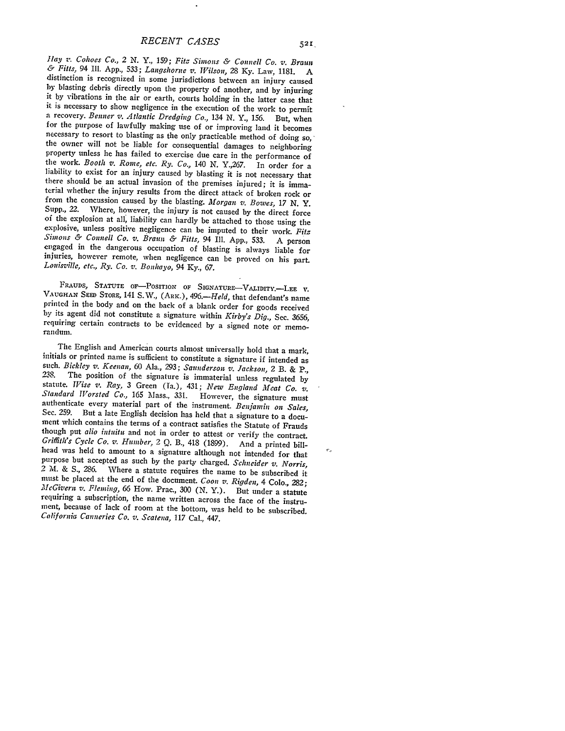*Hay v. Cohoes Co.*, 2 N. Y., 159; *Fitz Simons & Connell Co. v. Braun & Fitts*, 94 Ill. App., 533; *Langshorne v. Wilson*, 28 Ky. Law, 1181. A distinction is recognized in some jurisdictions between an injury caused by blasting debris directly upon the property of another, and by injuring it by vibrations in the air or earth, courts holding in the latter case that it is necessary to show negligence in the execution of the work to permit a recovery. *Benner v. Atlantic Dredging Co.*, 134 N. Y., 156. But, when for the purpose of lawfully making use of or improving land it becomes necessary to resort to blasting as the only practicable method of doing so, the owner will not be liable for consequential damages to neighboring property unless he has failed to exercise due care in the performance of the work. *Booth v. Rome, etc. Ry. Co.*, 140 N. Y.,267. In order for a liability to exist for an injury caused by blasting it is not necessary that there should be an actual invasion of the premises injured; it is immaterial whether the injury results from the direct attack of broken rock or from the concussion caused by the blasting. *Morgan v. Bowes*, 17 N. Y. Supp., 22. Where, however, the injury is not caused by the direct force of the explosion at all, liability can hardly be attached to those using the explosive, unless positive negligence can be imputed to their work. *Fitz Simons & Connell Co. v. Braun & Fitts*, 94 Ill. App., 533. A person engaged in the dangerous occupation of blasting is always liable for injuries, however remote, when negligence can be proved on his part. *Louisville, etc., Ry. Co. v. Bonhayo*, 94 Ky., 67.

FRAUDS, STATUTE OF—POSITION OF SIGNATURE—VALIDITY.—LEE v. VAUGHAN SEED STORE, 141 S.W., (ARK.), 496.—*Held*, that defendant's name printed in the body and on the back of a blank order for goods received by its agent did not constitute a signature within *Kirby's Dig.*, Sec. 3656, requiring certain contracts to be evidenced by a signed note or memorandum.

The English and American courts almost universally hold that a mark, initials or printed name is sufficient to constitute a signature if intended as such. *Bickley v. Keenan*, 60 Ala., 293; *Saunderson v. Jackson*, 2 B. & P., 238. The position of the signature is immaterial unless regulated by statute. *Wise v. Ray*, 3 Green (Ia.), 431; *New England Meat Co. v. Standard Worsted Co.*, 165 Mass., 331. However, the signature must authenticate every material part of the instrument. *Benjamin on Sales*, Sec. 259. But a late English decision has held that a signature to a document which contains the terms of a contract satisfies the Statute of Frauds though put *alio intuitu* and not in order to attest or verify the contract. *Griffith's Cycle Co. v. Humber*, 2 Q. B., 418 (1899). And a printed bill-head was held to amount to a signature although not intended for that purpose but accepted as such by the party charged. *Schneider v. Norris*, 2 M. & S., 286. Where a statute requires the name to be subscribed it must be placed at the end of the document. *Coon v. Rigden*, 4 Colo., 282; *McGivern v. Fleming*, 66 How. Prac., 300 (N. Y.). But under a statute requiring a subscription, the name written across the face of the instrument, because of lack of room at the bottom, was held to be subscribed. *California Canneries Co. v. Scatena*, 117 Cal., 447.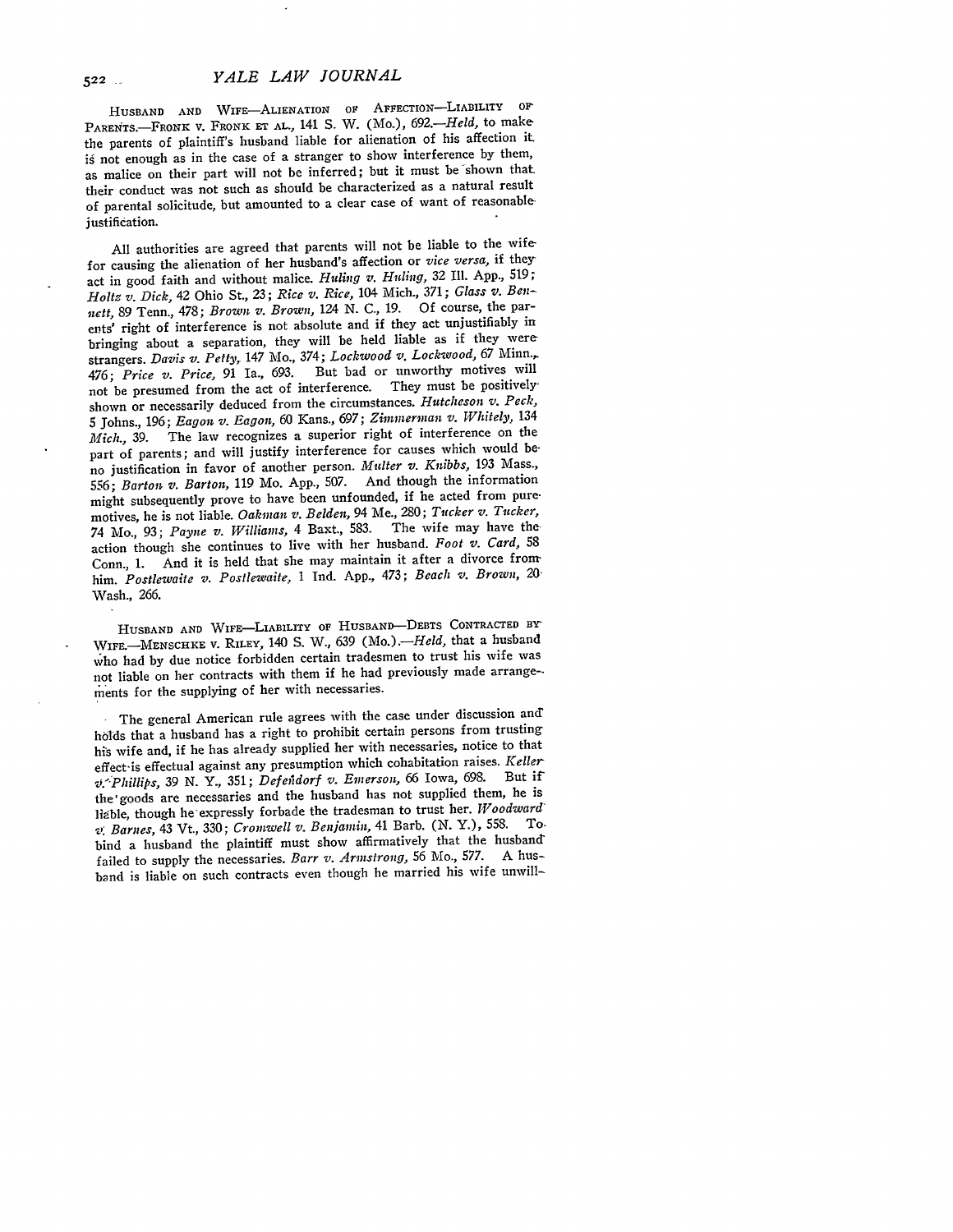HUSBAND AND WIFE—ALIENATION OF AFFECTION—LIABILITY OF PARENTS.—FRONK v. FRONK ET AL., 141 S. W. (Mo.), 692.—*Held*, to make the parents of plaintiff's husband liable for alienation of his affection it is not enough as in the case of a stranger to show interference by them, as malice on their part will not be inferred; but it must be shown that their conduct was not such as should be characterized as a natural result of parental solicitude, but amounted to a clear case of want of reasonable justification.

All authorities are agreed that parents will not be liable to the wife for causing the alienation of her husband's affection or *vice versa*, if they act in good faith and without malice. *Huling v. Huling*, 32 Ill. App., 519; *Holtz v. Dick*, 42 Ohio St., 23; *Rice v. Rice*, 104 Mich., 371; *Glass v. Bennett*, 89 Tenn., 478; *Brown v. Brown*, 124 N. C., 19. Of course, the parents' right of interference is not absolute and if they act unjustifiably in bringing about a separation, they will be held liable as if they were strangers. *Davis v. Petty*, 147 Mo., 374; *Lockwood v. Lockwood*, 67 Minn., 476; *Price v. Price*, 91 Ia., 693. But bad or unworthy motives will not be presumed from the act of interference. They must be positively shown or necessarily deduced from the circumstances. *Hutcheson v. Peck*, 5 Johns., 196; *Eagon v. Eagon*, 60 Kans., 697; *Zimmerman v. Whitely*, 134 *Mich.*, 39. The law recognizes a superior right of interference on the part of parents; and will justify interference for causes which would be no justification in favor of another person. *Multer v. Knibbs*, 193 Mass., 556; *Barton v. Barton*, 119 Mo. App., 507. And though the information might subsequently prove to have been unfounded, if he acted from pure motives, he is not liable. *Oakman v. Belden*, 94 Me., 280; *Tucker v. Tucker*, 74 Mo., 93; *Payne v. Williams*, 4 Baxt., 583. The wife may have the action though she continues to live with her husband. *Foot v. Card*, 58 Conn., 1. And it is held that she may maintain it after a divorce from him. *Postlewaite v. Postlewaite*, 1 Ind. App., 473; *Beach v. Brown*, 20 Wash., 266.

HUSBAND AND WIFE—LIABILITY OF HUSBAND—DEBTS CONTRACTED BY WIFE.—MENSCHKE v. RILEY, 140 S. W., 639 (Mo.).—*Held*, that a husband who had by due notice forbidden certain tradesmen to trust his wife was not liable on her contracts with them if he had previously made arrangements for the supplying of her with necessaries.

The general American rule agrees with the case under discussion and holds that a husband has a right to prohibit certain persons from trusting his wife and, if he has already supplied her with necessaries, notice to that effect is effectual against any presumption which cohabitation raises. *Keller v. Phillips*, 39 N. Y., 351; *Defendorf v. Emerson*, 66 Iowa, 698. But if the goods are necessaries and the husband has not supplied them, he is liable, though he expressly forbade the tradesman to trust her. *Woodward v. Barnes*, 43 Vt., 330; *Cromwell v. Benjamin*, 41 Barb. (N. Y.), 558. To bind a husband the plaintiff must show affirmatively that the husband failed to supply the necessaries. *Barr v. Armstrong*, 56 Mo., 577. A husband is liable on such contracts even though he married his wife unwill-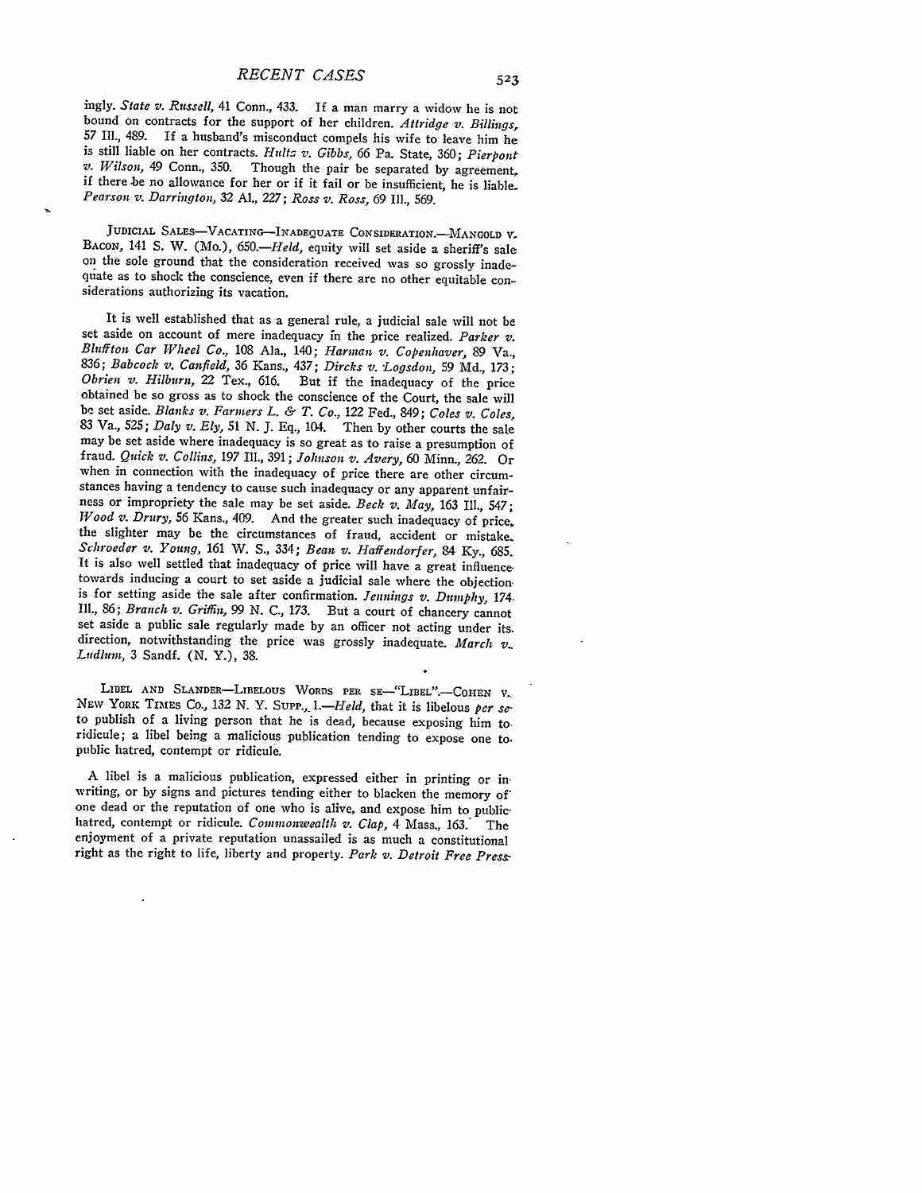ingly. *State v. Russell,* 41 Conn., 433. If a man marry a widow he is not bound on contracts for the support of her children. *Attridge v. Billings,* 57 Ill., 489. If a husband's misconduct compels his wife to leave him he is still liable on her contracts. *Hultz v. Gibbs,* 66 Pa. State, 360; *Pierpont v. Wilson,* 49 Conn., 350. Though the pair be separated by agreement, if there be no allowance for her or if it fail or be insufficient, he is liable. *Pearson v. Darrington,* 32 Al., 227; *Ross v. Ross,* 69 Ill., 569.

JUDICIAL SALES—VACATING—INADEQUATE CONSIDERATION.—MANGOLD v. BACON, 141 S. W. (Mo.), 650.—*Held,* equity will set aside a sheriff's sale on the sole ground that the consideration received was so grossly inadequate as to shock the conscience, even if there are no other equitable considerations authorizing its vacation.

It is well established that as a general rule, a judicial sale will not be set aside on account of mere inadequacy in the price realized. *Parker v. Bluffton Car Wheel Co.,* 108 Ala., 140; *Harman v. Copenhaver,* 89 Va., 836; *Babcock v. Canfield,* 36 Kans., 437; *Dircks v. Logsdon,* 59 Md., 173; *Obrien v. Hilburn,* 22 Tex., 616. But if the inadequacy of the price obtained be so gross as to shock the conscience of the Court, the sale will be set aside. *Blanks v. Farmers L. & T. Co.,* 122 Fed., 849; *Coles v. Coles,* 83 Va., 525; *Daly v. Ely,* 51 N. J. Eq., 104. Then by other courts the sale may be set aside where inadequacy is so great as to raise a presumption of fraud. *Quick v. Collins,* 197 Ill., 391; *Johnson v. Avery,* 60 Minn., 262. Or when in connection with the inadequacy of price there are other circumstances having a tendency to cause such inadequacy or any apparent unfairness or impropriety the sale may be set aside. *Beck v. May,* 163 Ill., 547; *Wood v. Drury,* 56 Kans., 409. And the greater such inadequacy of price, the slighter may be the circumstances of fraud, accident or mistake. *Schroeder v. Young,* 161 W. S., 334; *Bean v. Haffendorfer,* 84 Ky., 685. It is also well settled that inadequacy of price will have a great influence towards inducing a court to set aside a judicial sale where the objection is for setting aside the sale after confirmation. *Jennings v. Dumphy,* 174 Ill., 86; *Branch v. Griffin,* 99 N. C., 173. But a court of chancery cannot set aside a public sale regularly made by an officer not acting under its direction, notwithstanding the price was grossly inadequate. *March v. Ludlum,* 3 Sandf. (N. Y.), 38.

LIBEL AND SLANDER—LIBELOUS WORDS PER SE—"LIBEL".—COHEN v. NEW YORK TIMES CO., 132 N. Y. SUPP., 1.—*Held,* that it is libelous *per se* to publish of a living person that he is dead, because exposing him to ridicule; a libel being a malicious publication tending to expose one to public hatred, contempt or ridicule.

A libel is a malicious publication, expressed either in printing or in writing, or by signs and pictures tending either to blacken the memory of one dead or the reputation of one who is alive, and expose him to public hatred, contempt or ridicule. *Commonwealth v. Clap,* 4 Mass., 163. The enjoyment of a private reputation unassailed is as much a constitutional right as the right to life, liberty and property. *Park v. Detroit Free Press*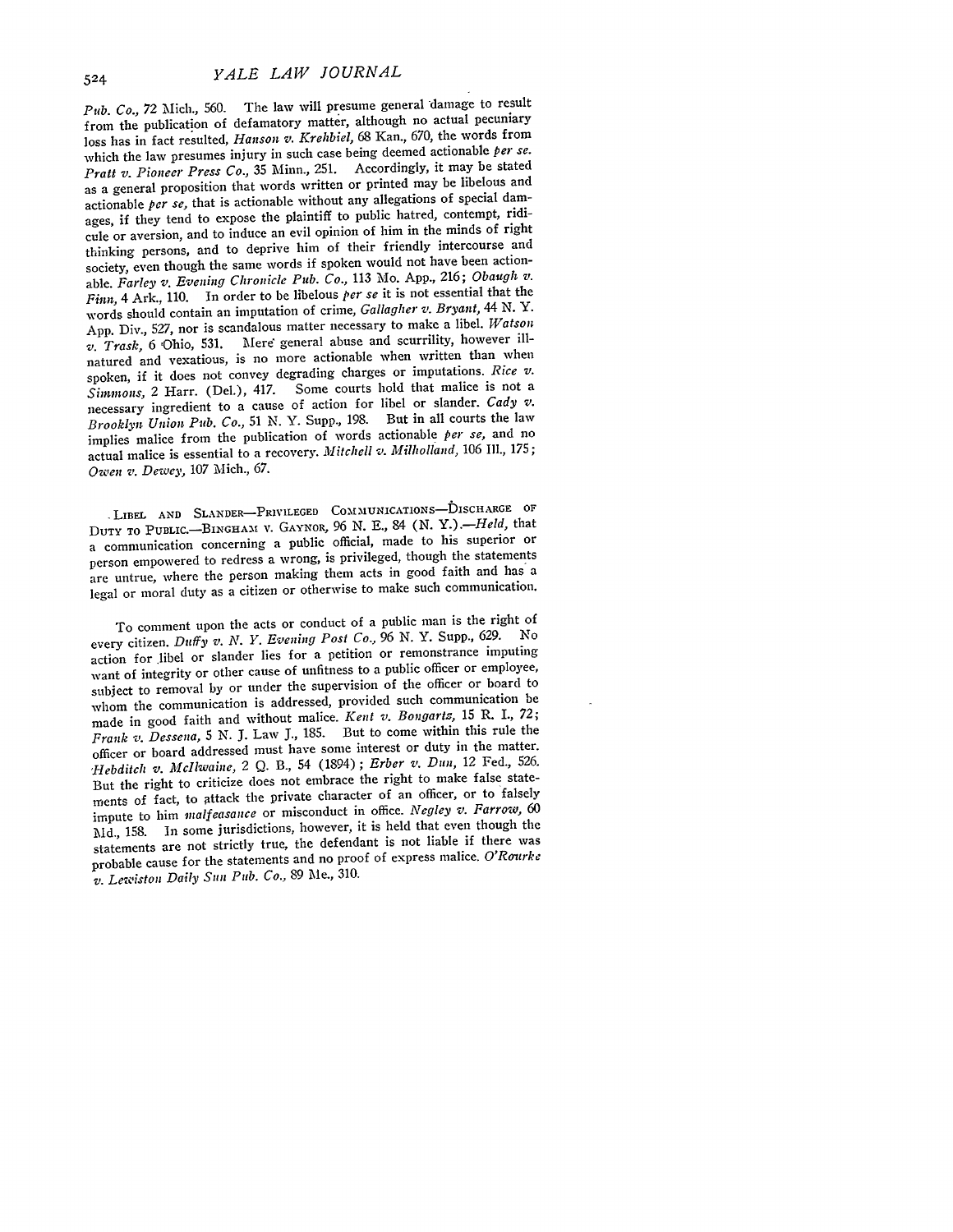*Pub. Co.*, 72 Mich., 560. The law will presume general damage to result from the publication of defamatory matter, although no actual pecuniary loss has in fact resulted, *Hanson v. Krehbiel*, 68 Kan., 670, the words from which the law presumes injury in such case being deemed actionable *per se*. *Pratt v. Pioneer Press Co.*, 35 Minn., 251. Accordingly, it may be stated as a general proposition that words written or printed may be libelous and actionable *per se*, that is actionable without any allegations of special damages, if they tend to expose the plaintiff to public hatred, contempt, ridicule or aversion, and to induce an evil opinion of him in the minds of right thinking persons, and to deprive him of their friendly intercourse and society, even though the same words if spoken would not have been actionable. *Farley v. Evening Chronicle Pub. Co.*, 113 Mo. App., 216; *Obaugh v. Finn*, 4 Ark., 110. In order to be libelous *per se* it is not essential that the words should contain an imputation of crime, *Gallagher v. Bryant*, 44 N. Y. App. Div., 527, nor is scandalous matter necessary to make a libel. *Watson v. Trask*, 6 Ohio, 531. Mere general abuse and scurrility, however ill-natured and vexatious, is no more actionable when written than when spoken, if it does not convey degrading charges or imputations. *Rice v. Simmons*, 2 Harr. (Del.), 417. Some courts hold that malice is not a necessary ingredient to a cause of action for libel or slander. *Cady v. Brooklyn Union Pub. Co.*, 51 N. Y. Supp., 198. But in all courts the law implies malice from the publication of words actionable *per se*, and no actual malice is essential to a recovery. *Mitchell v. Milholland*, 106 Ill., 175; *Owen v. Dewey*, 107 Mich., 67.

LIBEL AND SLANDER—PRIVILEGED COMMUNICATIONS—DISCHARGE OF DUTY TO PUBLIC.—BINGHAM V. GAYNOR, 96 N. E., 84 (N. Y.).—*Held*, that a communication concerning a public official, made to his superior or person empowered to redress a wrong, is privileged, though the statements are untrue, where the person making them acts in good faith and has a legal or moral duty as a citizen or otherwise to make such communication.

To comment upon the acts or conduct of a public man is the right of every citizen. *Duffy v. N. Y. Evening Post Co.*, 96 N. Y. Supp., 629. No action for libel or slander lies for a petition or remonstrance imputing want of integrity or other cause of unfitness to a public officer or employee, subject to removal by or under the supervision of the officer or board to whom the communication is addressed, provided such communication be made in good faith and without malice. *Kent v. Bongartz*, 15 R. I., 72; *Frank v. Dessena*, 5 N. J. Law J., 185. But to come within this rule the officer or board addressed must have some interest or duty in the matter. *Hebditch v. McIlwaine*, 2 Q. B., 54 (1894); *Erber v. Dun*, 12 Fed., 526. But the right to criticize does not embrace the right to make false statements of fact, to attack the private character of an officer, or to falsely impute to him *malfeasance* or misconduct in office. *Negley v. Farrow*, 60 Md., 158. In some jurisdictions, however, it is held that even though the statements are not strictly true, the defendant is not liable if there was probable cause for the statements and no proof of express malice. *O'Rourke v. Lewiston Daily Sun Pub. Co.*, 89 Me., 310.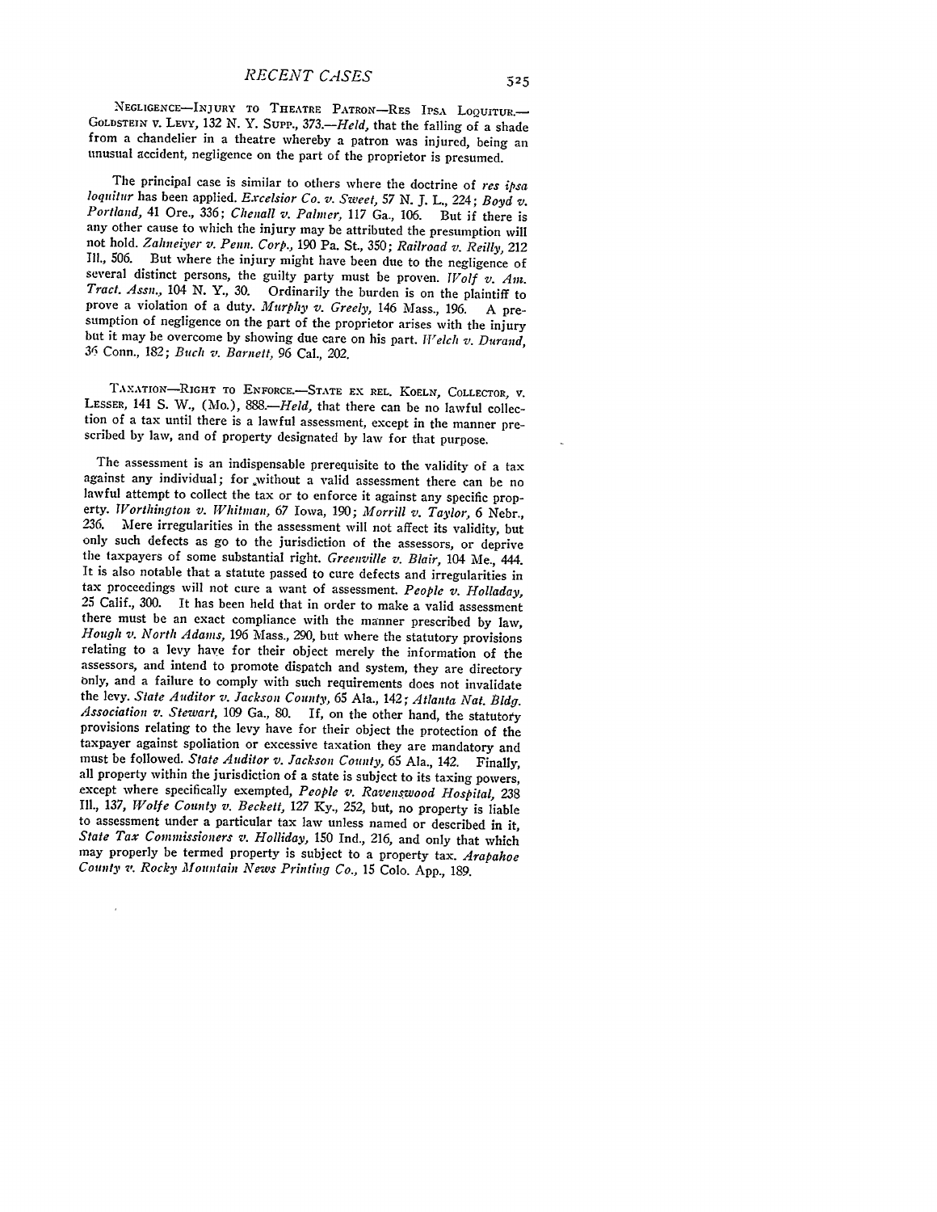NEGLIGENCE—INJURY TO THEATRE PATRON—RES IPSA LOQUITUR.—GOLDSTEIN v. LEVY, 132 N. Y. SUPP., 373.—*Held*, that the falling of a shade from a chandelier in a theatre whereby a patron was injured, being an unusual accident, negligence on the part of the proprietor is presumed.

The principal case is similar to others where the doctrine of *res ipsa loquitur* has been applied. *Excelsior Co. v. Sweet*, 57 N. J. L., 224; *Boyd v. Portland*, 41 Ore., 336; *Chenall v. Palmer*, 117 Ga., 106. But if there is any other cause to which the injury may be attributed the presumption will not hold. *Zahneiyer v. Penn. Corp.*, 190 Pa. St., 350; *Railroad v. Reilly*, 212 Ill., 506. But where the injury might have been due to the negligence of several distinct persons, the guilty party must be proven. *Wolf v. Am. Tract. Assn.*, 104 N. Y., 30. Ordinarily the burden is on the plaintiff to prove a violation of a duty. *Murphy v. Greely*, 146 Mass., 196. A presumption of negligence on the part of the proprietor arises with the injury but it may be overcome by showing due care on his part. *Welch v. Durand*, 36 Conn., 182; *Buch v. Barnett*, 96 Cal., 202.

TAXATION—RIGHT TO ENFORCE.—STATE EX REL. KOELN, COLLECTOR, v. LESSER, 141 S. W., (Mo.), 888.—*Held*, that there can be no lawful collection of a tax until there is a lawful assessment, except in the manner prescribed by law, and of property designated by law for that purpose.

The assessment is an indispensable prerequisite to the validity of a tax against any individual; for without a valid assessment there can be no lawful attempt to collect the tax or to enforce it against any specific property. *Worthington v. Whitman*, 67 Iowa, 190; *Morrill v. Taylor*, 6 Nebr., 236. Mere irregularities in the assessment will not affect its validity, but only such defects as go to the jurisdiction of the assessors, or deprive the taxpayers of some substantial right. *Greenville v. Blair*, 104 Me., 444. It is also notable that a statute passed to cure defects and irregularities in tax proceedings will not cure a want of assessment. *People v. Holladay*, 25 Calif., 300. It has been held that in order to make a valid assessment there must be an exact compliance with the manner prescribed by law, *Hough v. North Adams*, 196 Mass., 290, but where the statutory provisions relating to a levy have for their object merely the information of the assessors, and intend to promote dispatch and system, they are directory only, and a failure to comply with such requirements does not invalidate the levy. *State Auditor v. Jackson County*, 65 Ala., 142; *Atlanta Nat. Bldg. Association v. Stewart*, 109 Ga., 80. If, on the other hand, the statutory provisions relating to the levy have for their object the protection of the taxpayer against spoliation or excessive taxation they are mandatory and must be followed. *State Auditor v. Jackson County*, 65 Ala., 142. Finally, all property within the jurisdiction of a state is subject to its taxing powers, except where specifically exempted, *People v. Ravenswood Hospital*, 238 Ill., 137, *Wolfe County v. Beckett*, 127 Ky., 252, but, no property is liable to assessment under a particular tax law unless named or described in it, *State Tax Commissioners v. Holliday*, 150 Ind., 216, and only that which may properly be termed property is subject to a property tax. *Arapahoe County v. Rocky Mountain News Printing Co.*, 15 Colo. App., 189.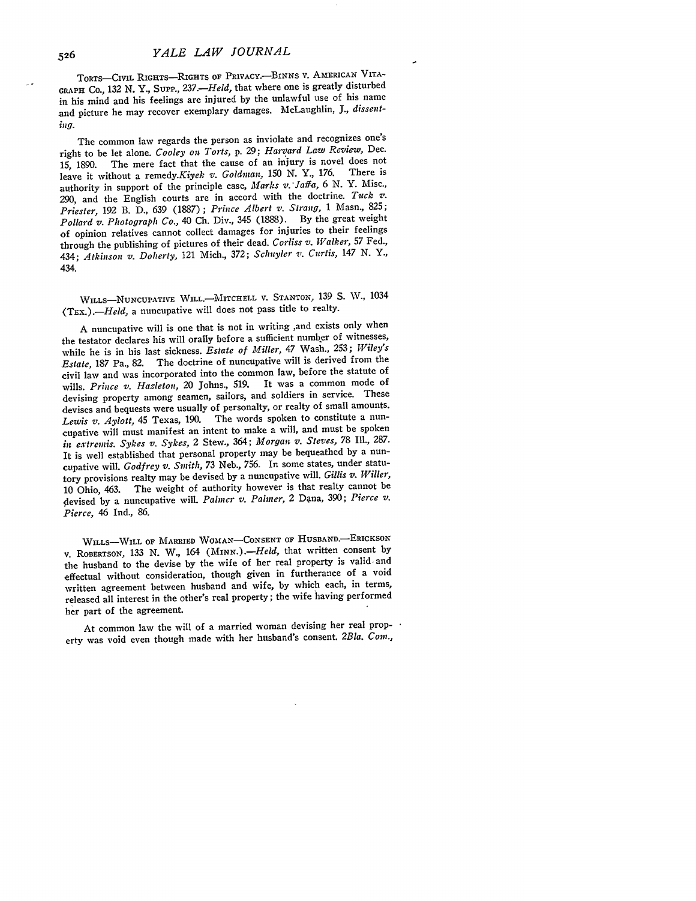TORTS—CIVIL RIGHTS—RIGHTS OF PRIVACY.—BINNS V. AMERICAN VITAGRAPH CO., 132 N. Y., SUPP., 237.—*Held*, that where one is greatly disturbed in his mind and his feelings are injured by the unlawful use of his name and picture he may recover exemplary damages. McLaughlin, J., *dissenting*.

The common law regards the person as inviolate and recognizes one's right to be let alone. *Cooley on Torts*, p. 29; *Harvard Law Review*, Dec. 15, 1890. The mere fact that the cause of an injury is novel does not leave it without a remedy.*Kiyek v. Goldman*, 150 N. Y., 176. There is authority in support of the principle case, *Marks v. Jaffa*, 6 N. Y. Misc., 290, and the English courts are in accord with the doctrine. *Tuck v. Priester*, 192 B. D., 639 (1887); *Prince Albert v. Strang*, 1 Masn., 825; *Pollard v. Photograph Co.*, 40 Ch. Div., 345 (1888). By the great weight of opinion relatives cannot collect damages for injuries to their feelings through the publishing of pictures of their dead. *Corliss v. Walker*, 57 Fed., 434; *Atkinson v. Doherty*, 121 Mich., 372; *Schuyler v. Curtis*, 147 N. Y., 434.

WILLS—NUNCUPATIVE WILL.—MITCHELL V. STANTON, 139 S. W., 1034 (TEX.).—*Held*, a nuncupative will does not pass title to realty.

A nuncupative will is one that is not in writing ,and exists only when the testator declares his will orally before a sufficient number of witnesses, while he is in his last sickness. *Estate of Miller*, 47 Wash., 253; *Wiley's Estate*, 187 Pa., 82. The doctrine of nuncupative will is derived from the civil law and was incorporated into the common law, before the statute of wills. *Prince v. Hazleton*, 20 Johns., 519. It was a common mode of devising property among seamen, sailors, and soldiers in service. These devises and bequests were usually of personalty, or realty of small amounts. *Lewis v. Aylott*, 45 Texas, 190. The words spoken to constitute a nuncupative will must manifest an intent to make a will, and must be spoken *in extremis*. *Sykes v. Sykes*, 2 Stew., 364; *Morgan v. Steves*, 78 Ill., 287. It is well established that personal property may be bequeathed by a nuncupative will. *Godfrey v. Smith*, 73 Neb., 756. In some states, under statutory provisions realty may be devised by a nuncupative will. *Gillis v. Willer*, 10 Ohio, 463. The weight of authority however is that realty cannot be devised by a nuncupative will. *Palmer v. Palmer*, 2 Dana, 390; *Pierce v. Pierce*, 46 Ind., 86.

WILLS—WILL OF MARRIED WOMAN—CONSENT OF HUSBAND.—ERICKSON V. ROBERTSON, 133 N. W., 164 (MINN.).—*Held*, that written consent by the husband to the devise by the wife of her real property is valid and effectual without consideration, though given in furtherance of a void written agreement between husband and wife, by which each, in terms, released all interest in the other's real property; the wife having performed her part of the agreement.

At common law the will of a married woman devising her real property was void even though made with her husband's consent. *2Bla. Com.*,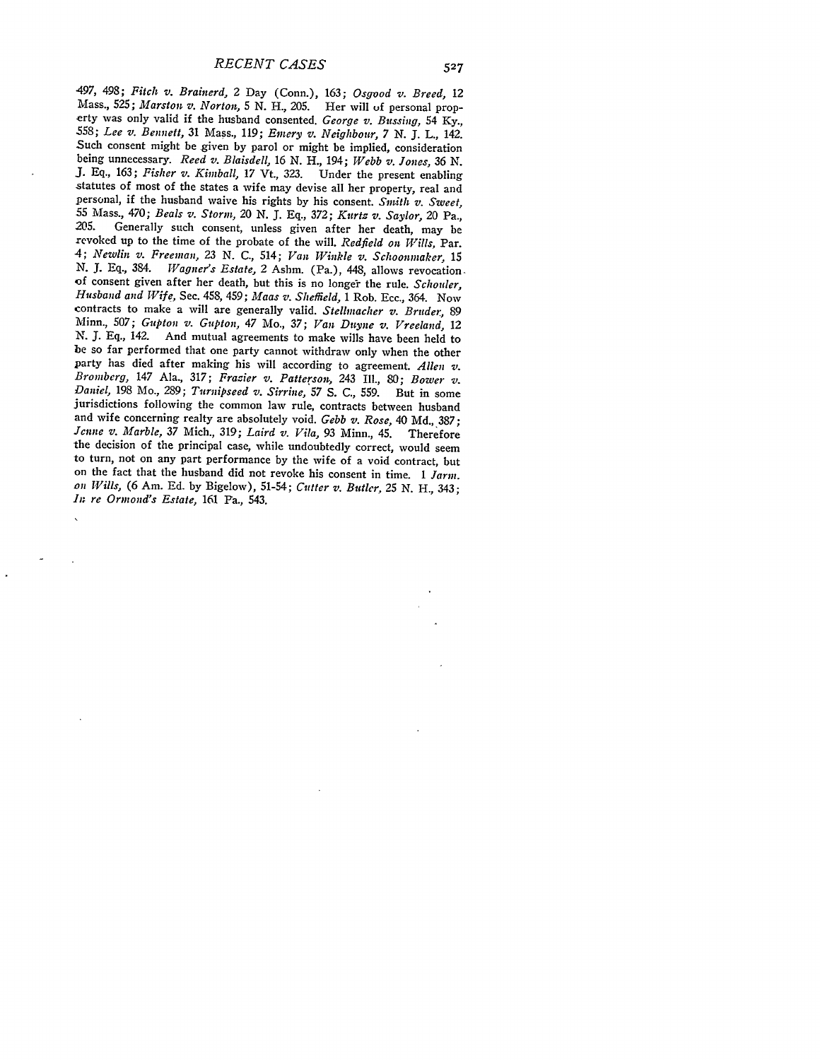497, 498; *Fitch v. Brainerd,* 2 Day (Conn.), 163; *Osgood v. Breed,* 12 Mass., 525; *Marston v. Norton,* 5 N. H., 205. Her will of personal property was only valid if the husband consented. *George v. Bussing,* 54 Ky., 558; *Lee v. Bennett,* 31 Mass., 119; *Emery v. Neighbour,* 7 N. J. L., 142. Such consent might be given by parol or might be implied, consideration being unnecessary. *Reed v. Blaisdell,* 16 N. H., 194; *Webb v. Jones,* 36 N. J. Eq., 163; *Fisher v. Kimball,* 17 Vt., 323. Under the present enabling statutes of most of the states a wife may devise all her property, real and personal, if the husband waive his rights by his consent. *Smith v. Sweet,* 55 Mass., 470; *Beals v. Storm,* 20 N. J. Eq., 372; *Kurtz v. Saylor,* 20 Pa., 205. Generally such consent, unless given after her death, may be revoked up to the time of the probate of the will. *Redfield on Wills,* Par. 4; *Newlin v. Freeman,* 23 N. C., 514; *Van Winkle v. Schoonmaker,* 15 N. J. Eq., 384. *Wagner's Estate,* 2 Ashm. (Pa.), 448, allows revocation of consent given after her death, but this is no longer the rule. *Schouler, Husband and Wife,* Sec. 458, 459; *Maas v. Sheffield,* 1 Rob. Ecc., 364. Now contracts to make a will are generally valid. *Stellmacher v. Bruder,* 89 Minn., 507; *Gupton v. Gupton,* 47 Mo., 37; *Van Duyne v. Vreeland,* 12 N. J. Eq., 142. And mutual agreements to make wills have been held to be so far performed that one party cannot withdraw only when the other party has died after making his will according to agreement. *Allen v. Bromberg,* 147 Ala., 317; *Frazier v. Patterson,* 243 Ill., 80; *Bower v. Daniel,* 198 Mo., 289; *Turnipseed v. Sirrine,* 57 S. C., 559. But in some jurisdictions following the common law rule, contracts between husband and wife concerning realty are absolutely void. *Gebb v. Rose,* 40 Md., 387; *Jenne v. Marble,* 37 Mich., 319; *Laird v. Vila,* 93 Minn., 45. Therefore the decision of the principal case, while undoubtedly correct, would seem to turn, not on any part performance by the wife of a void contract, but on the fact that the husband did not revoke his consent in time. 1 *Jarm. on Wills,* (6 Am. Ed. by Bigelow), 51-54; *Cutter v. Butler,* 25 N. H., 343; *In re Ormond's Estate,* 161 Pa., 543.